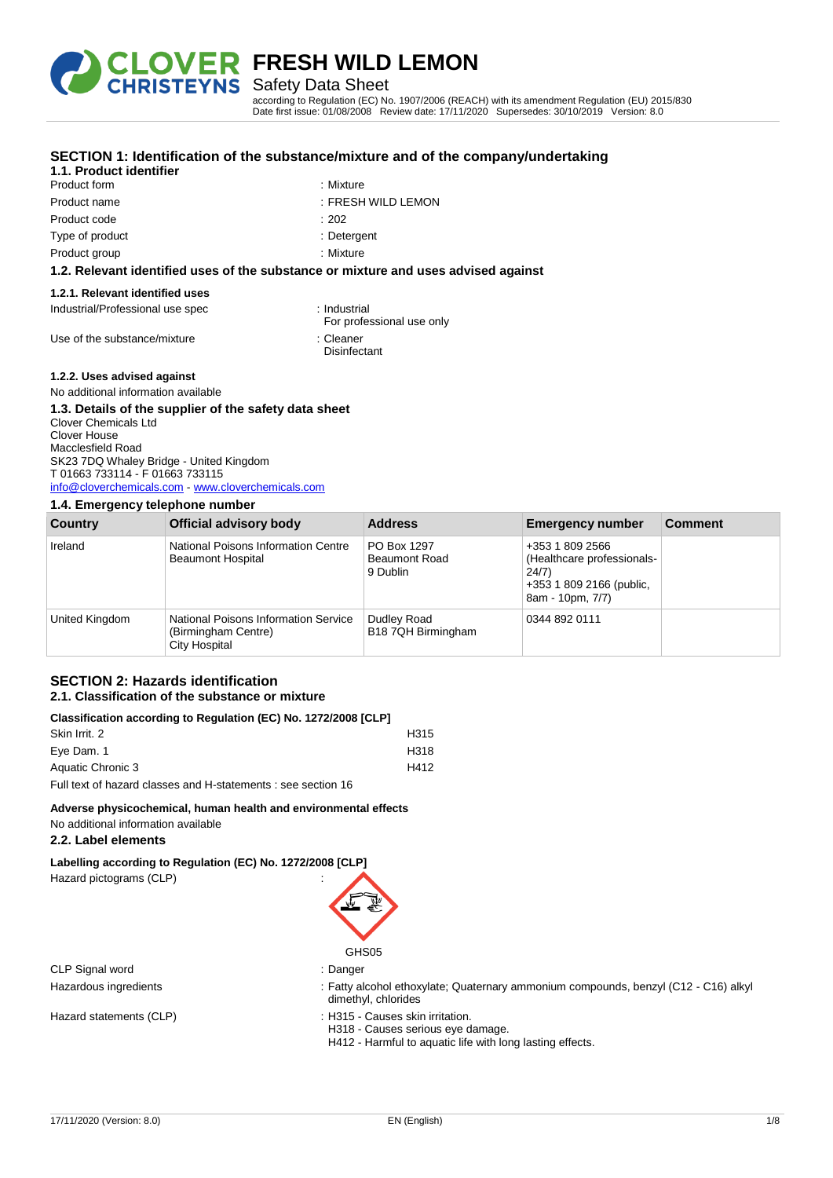# FRESH WILD LEMON

Safety Data Sheet

according to Regulation (EC) No. 1907/2006 (REACH) with its amendment Regulation (EU) 2015/830
Date first issue: 01/08/2008 Review date: 17/11/2020 Supersedes: 30/10/2019 Version: 8.0

## SECTION 1: Identification of the substance/mixture and of the company/undertaking

### 1.1. Product identifier

Product form : Mixture

Product name : FRESH WILD LEMON

Product code : 202

Type of product : Detergent

Product group : Mixture

### 1.2. Relevant identified uses of the substance or mixture and uses advised against

#### 1.2.1. Relevant identified uses

Industrial/Professional use spec : Industrial
For professional use only

Use of the substance/mixture : Cleaner
Disinfectant

#### 1.2.2. Uses advised against

No additional information available

### 1.3. Details of the supplier of the safety data sheet

Clover Chemicals Ltd
Clover House
Macclesfield Road
SK23 7DQ Whaley Bridge - United Kingdom
T 01663 733114 - F 01663 733115
info@cloverchemicals.com - www.cloverchemicals.com

### 1.4. Emergency telephone number

| Country | Official advisory body | Address | Emergency number | Comment |
|---|---|---|---|---|
| Ireland | National Poisons Information Centre Beaumont Hospital | PO Box 1297 Beaumont Road 9 Dublin | +353 1 809 2566 (Healthcare professionals-24/7) +353 1 809 2166 (public, 8am - 10pm, 7/7) | |
| United Kingdom | National Poisons Information Service (Birmingham Centre) City Hospital | Dudley Road B18 7QH Birmingham | 0344 892 0111 | |

## SECTION 2: Hazards identification

### 2.1. Classification of the substance or mixture

**Classification according to Regulation (EC) No. 1272/2008 [CLP]**

| | |
|---|---|
| Skin Irrit. 2 | H315 |
| Eye Dam. 1 | H318 |
| Aquatic Chronic 3 | H412 |

Full text of hazard classes and H-statements : see section 16

**Adverse physicochemical, human health and environmental effects**

No additional information available

### 2.2. Label elements

**Labelling according to Regulation (EC) No. 1272/2008 [CLP]**

Hazard pictograms (CLP) :

GHS05

CLP Signal word : Danger

Hazardous ingredients : Fatty alcohol ethoxylate; Quaternary ammonium compounds, benzyl (C12 - C16) alkyl dimethyl, chlorides

Hazard statements (CLP) : H315 - Causes skin irritation.
H318 - Causes serious eye damage.
H412 - Harmful to aquatic life with long lasting effects.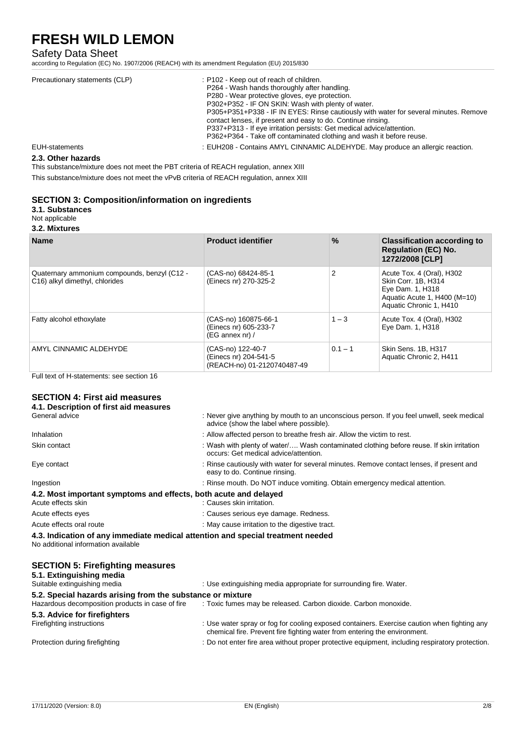| | |
|---|---|
| Precautionary statements (CLP) | : P102 - Keep out of reach of children.<br>P264 - Wash hands thoroughly after handling.<br>P280 - Wear protective gloves, eye protection.<br>P302+P352 - IF ON SKIN: Wash with plenty of water.<br>P305+P351+P338 - IF IN EYES: Rinse cautiously with water for several minutes. Remove contact lenses, if present and easy to do. Continue rinsing.<br>P337+P313 - If eye irritation persists: Get medical advice/attention.<br>P362+P364 - Take off contaminated clothing and wash it before reuse. |
| EUH-statements | : EUH208 - Contains AMYL CINNAMIC ALDEHYDE. May produce an allergic reaction. |

### 2.3. Other hazards

This substance/mixture does not meet the PBT criteria of REACH regulation, annex XIII

This substance/mixture does not meet the vPvB criteria of REACH regulation, annex XIII

## SECTION 3: Composition/information on ingredients

### 3.1. Substances

Not applicable

### 3.2. Mixtures

| Name | Product identifier | % | Classification according to Regulation (EC) No. 1272/2008 [CLP] |
|---|---|---|---|
| Quaternary ammonium compounds, benzyl (C12 - C16) alkyl dimethyl, chlorides | (CAS-no) 68424-85-1<br>(Einecs nr) 270-325-2 | 2 | Acute Tox. 4 (Oral), H302<br>Skin Corr. 1B, H314<br>Eye Dam. 1, H318<br>Aquatic Acute 1, H400 (M=10)<br>Aquatic Chronic 1, H410 |
| Fatty alcohol ethoxylate | (CAS-no) 160875-66-1<br>(Einecs nr) 605-233-7<br>(EG annex nr) / | 1 – 3 | Acute Tox. 4 (Oral), H302<br>Eye Dam. 1, H318 |
| AMYL CINNAMIC ALDEHYDE | (CAS-no) 122-40-7<br>(Einecs nr) 204-541-5<br>(REACH-no) 01-2120740487-49 | 0.1 – 1 | Skin Sens. 1B, H317<br>Aquatic Chronic 2, H411 |

Full text of H-statements: see section 16

## SECTION 4: First aid measures

### 4.1. Description of first aid measures

| | |
|---|---|
| General advice | : Never give anything by mouth to an unconscious person. If you feel unwell, seek medical advice (show the label where possible). |
| Inhalation | : Allow affected person to breathe fresh air. Allow the victim to rest. |
| Skin contact | : Wash with plenty of water/…. Wash contaminated clothing before reuse. If skin irritation occurs: Get medical advice/attention. |
| Eye contact | : Rinse cautiously with water for several minutes. Remove contact lenses, if present and easy to do. Continue rinsing. |
| Ingestion | : Rinse mouth. Do NOT induce vomiting. Obtain emergency medical attention. |

### 4.2. Most important symptoms and effects, both acute and delayed

| | |
|---|---|
| Acute effects skin | : Causes skin irritation. |
| Acute effects eyes | : Causes serious eye damage. Redness. |
| Acute effects oral route | : May cause irritation to the digestive tract. |

### 4.3. Indication of any immediate medical attention and special treatment needed

No additional information available

## SECTION 5: Firefighting measures

### 5.1. Extinguishing media

| | |
|---|---|
| Suitable extinguishing media | : Use extinguishing media appropriate for surrounding fire. Water. |

### 5.2. Special hazards arising from the substance or mixture

| | |
|---|---|
| Hazardous decomposition products in case of fire | : Toxic fumes may be released. Carbon dioxide. Carbon monoxide. |

### 5.3. Advice for firefighters

| | |
|---|---|
| Firefighting instructions | : Use water spray or fog for cooling exposed containers. Exercise caution when fighting any chemical fire. Prevent fire fighting water from entering the environment. |
| Protection during firefighting | : Do not enter fire area without proper protective equipment, including respiratory protection. |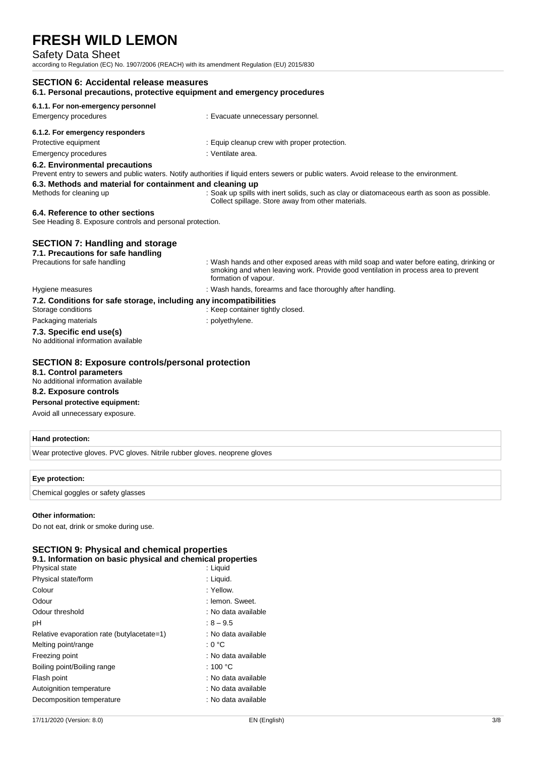## SECTION 6: Accidental release measures

### 6.1. Personal precautions, protective equipment and emergency procedures

#### 6.1.1. For non-emergency personnel

Emergency procedures : Evacuate unnecessary personnel.

#### 6.1.2. For emergency responders

Protective equipment : Equip cleanup crew with proper protection.

Emergency procedures : Ventilate area.

### 6.2. Environmental precautions

Prevent entry to sewers and public waters. Notify authorities if liquid enters sewers or public waters. Avoid release to the environment.

### 6.3. Methods and material for containment and cleaning up

Methods for cleaning up : Soak up spills with inert solids, such as clay or diatomaceous earth as soon as possible. Collect spillage. Store away from other materials.

### 6.4. Reference to other sections

See Heading 8. Exposure controls and personal protection.

## SECTION 7: Handling and storage

### 7.1. Precautions for safe handling

Precautions for safe handling : Wash hands and other exposed areas with mild soap and water before eating, drinking or smoking and when leaving work. Provide good ventilation in process area to prevent formation of vapour.

Hygiene measures : Wash hands, forearms and face thoroughly after handling.

### 7.2. Conditions for safe storage, including any incompatibilities

Storage conditions : Keep container tightly closed.

Packaging materials : polyethylene.

### 7.3. Specific end use(s)

No additional information available

## SECTION 8: Exposure controls/personal protection

### 8.1. Control parameters

No additional information available

### 8.2. Exposure controls

**Personal protective equipment:**

Avoid all unnecessary exposure.

| Hand protection: |
| --- |
| Wear protective gloves. PVC gloves. Nitrile rubber gloves. neoprene gloves |

| Eye protection: |
| --- |
| Chemical goggles or safety glasses |

**Other information:**

Do not eat, drink or smoke during use.

## SECTION 9: Physical and chemical properties

### 9.1. Information on basic physical and chemical properties

| Property | Value |
| --- | --- |
| Physical state | Liquid |
| Physical state/form | Liquid. |
| Colour | Yellow. |
| Odour | lemon. Sweet. |
| Odour threshold | No data available |
| pH | 8 – 9.5 |
| Relative evaporation rate (butylacetate=1) | No data available |
| Melting point/range | 0 °C |
| Freezing point | No data available |
| Boiling point/Boiling range | 100 °C |
| Flash point | No data available |
| Autoignition temperature | No data available |
| Decomposition temperature | No data available |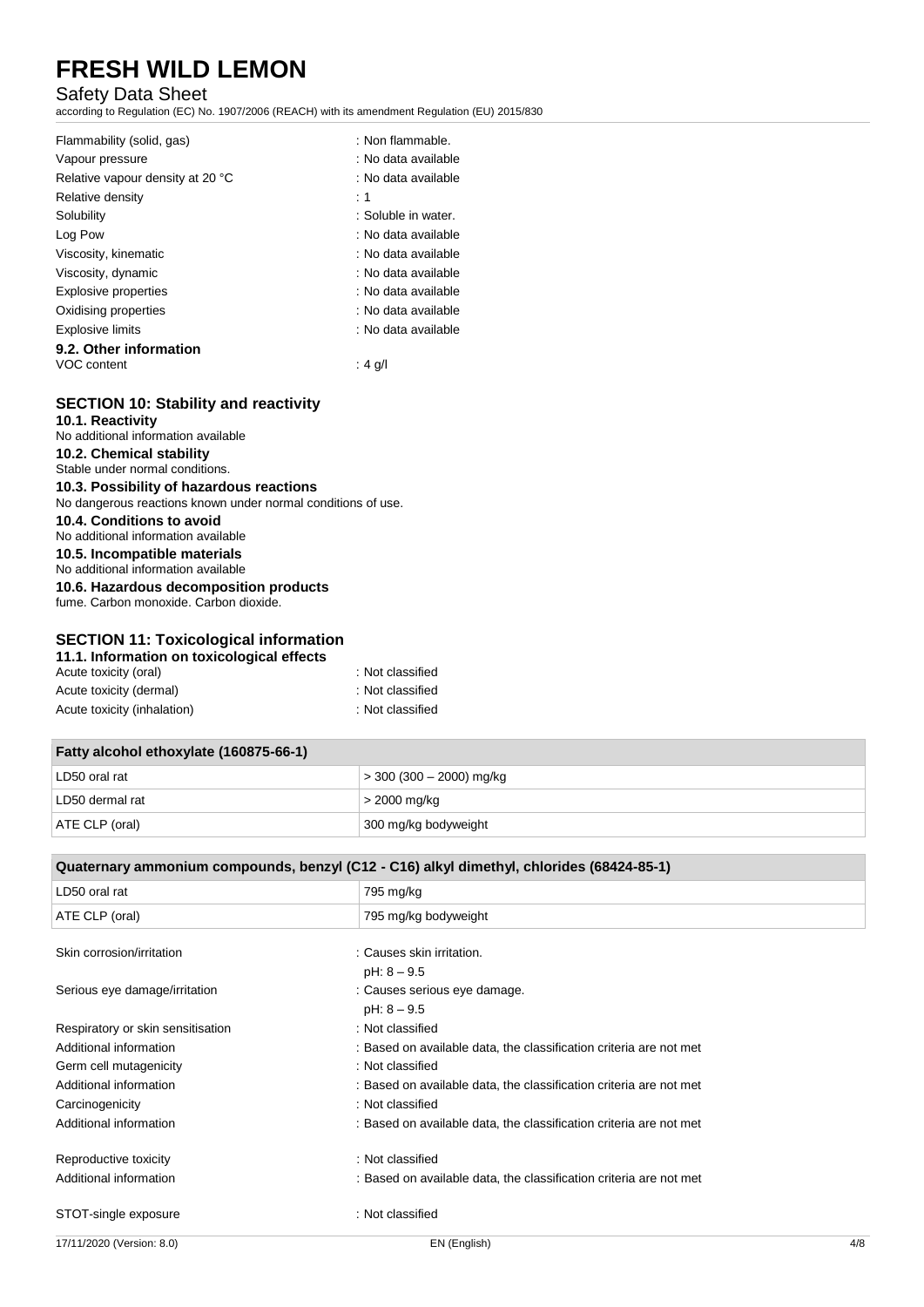| | |
|---|---|
| Flammability (solid, gas) | : Non flammable. |
| Vapour pressure | : No data available |
| Relative vapour density at 20 °C | : No data available |
| Relative density | : 1 |
| Solubility | : Soluble in water. |
| Log Pow | : No data available |
| Viscosity, kinematic | : No data available |
| Viscosity, dynamic | : No data available |
| Explosive properties | : No data available |
| Oxidising properties | : No data available |
| Explosive limits | : No data available |

**9.2. Other information**

| | |
|---|---|
| VOC content | : 4 g/l |

## SECTION 10: Stability and reactivity

**10.1. Reactivity**
No additional information available

**10.2. Chemical stability**
Stable under normal conditions.

**10.3. Possibility of hazardous reactions**
No dangerous reactions known under normal conditions of use.

**10.4. Conditions to avoid**
No additional information available

**10.5. Incompatible materials**
No additional information available

**10.6. Hazardous decomposition products**
fume. Carbon monoxide. Carbon dioxide.

## SECTION 11: Toxicological information

**11.1. Information on toxicological effects**

| | |
|---|---|
| Acute toxicity (oral) | : Not classified |
| Acute toxicity (dermal) | : Not classified |
| Acute toxicity (inhalation) | : Not classified |

| Fatty alcohol ethoxylate (160875-66-1) | |
|---|---|
| LD50 oral rat | > 300 (300 – 2000) mg/kg |
| LD50 dermal rat | > 2000 mg/kg |
| ATE CLP (oral) | 300 mg/kg bodyweight |

| Quaternary ammonium compounds, benzyl (C12 - C16) alkyl dimethyl, chlorides (68424-85-1) | |
|---|---|
| LD50 oral rat | 795 mg/kg |
| ATE CLP (oral) | 795 mg/kg bodyweight |

| | |
|---|---|
| Skin corrosion/irritation | : Causes skin irritation.<br>pH: 8 – 9.5 |
| Serious eye damage/irritation | : Causes serious eye damage.<br>pH: 8 – 9.5 |
| Respiratory or skin sensitisation | : Not classified |
| Additional information | : Based on available data, the classification criteria are not met |
| Germ cell mutagenicity | : Not classified |
| Additional information | : Based on available data, the classification criteria are not met |
| Carcinogenicity | : Not classified |
| Additional information | : Based on available data, the classification criteria are not met |
| Reproductive toxicity | : Not classified |
| Additional information | : Based on available data, the classification criteria are not met |
| STOT-single exposure | : Not classified |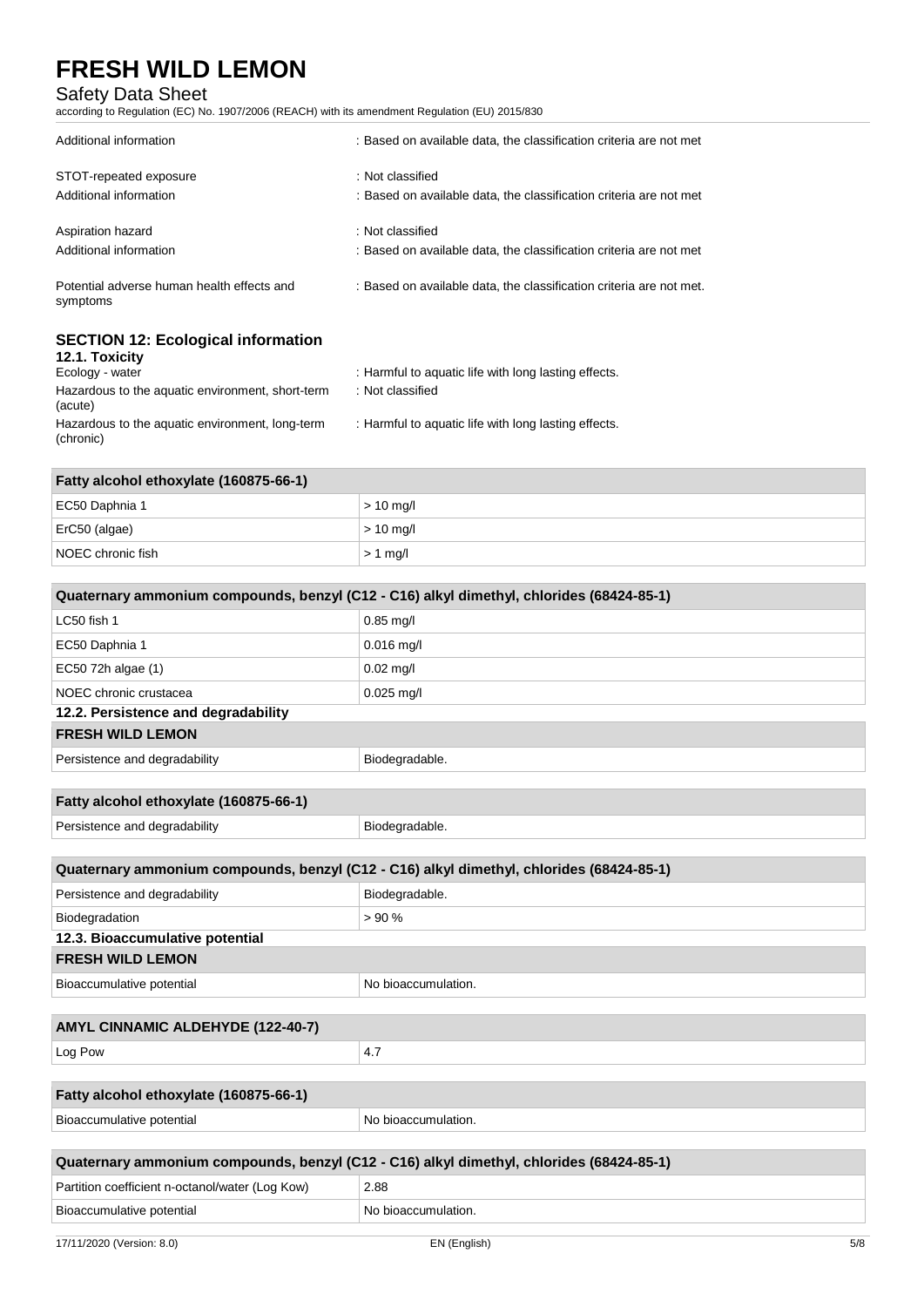| | |
|---|---|
| Additional information | : Based on available data, the classification criteria are not met |
| STOT-repeated exposure | : Not classified |
| Additional information | : Based on available data, the classification criteria are not met |
| Aspiration hazard | : Not classified |
| Additional information | : Based on available data, the classification criteria are not met |
| Potential adverse human health effects and symptoms | : Based on available data, the classification criteria are not met. |

## SECTION 12: Ecological information

### 12.1. Toxicity

| | |
|---|---|
| Ecology - water | : Harmful to aquatic life with long lasting effects. |
| Hazardous to the aquatic environment, short-term (acute) | : Not classified |
| Hazardous to the aquatic environment, long-term (chronic) | : Harmful to aquatic life with long lasting effects. |

| Fatty alcohol ethoxylate (160875-66-1) | |
|---|---|
| EC50 Daphnia 1 | > 10 mg/l |
| ErC50 (algae) | > 10 mg/l |
| NOEC chronic fish | > 1 mg/l |

| Quaternary ammonium compounds, benzyl (C12 - C16) alkyl dimethyl, chlorides (68424-85-1) | |
|---|---|
| LC50 fish 1 | 0.85 mg/l |
| EC50 Daphnia 1 | 0.016 mg/l |
| EC50 72h algae (1) | 0.02 mg/l |
| NOEC chronic crustacea | 0.025 mg/l |

### 12.2. Persistence and degradability

| FRESH WILD LEMON | |
|---|---|
| Persistence and degradability | Biodegradable. |

| Fatty alcohol ethoxylate (160875-66-1) | |
|---|---|
| Persistence and degradability | Biodegradable. |

| Quaternary ammonium compounds, benzyl (C12 - C16) alkyl dimethyl, chlorides (68424-85-1) | |
|---|---|
| Persistence and degradability | Biodegradable. |
| Biodegradation | > 90 % |

### 12.3. Bioaccumulative potential

| FRESH WILD LEMON | |
|---|---|
| Bioaccumulative potential | No bioaccumulation. |

| AMYL CINNAMIC ALDEHYDE (122-40-7) | |
|---|---|
| Log Pow | 4.7 |

| Fatty alcohol ethoxylate (160875-66-1) | |
|---|---|
| Bioaccumulative potential | No bioaccumulation. |

| Quaternary ammonium compounds, benzyl (C12 - C16) alkyl dimethyl, chlorides (68424-85-1) | |
|---|---|
| Partition coefficient n-octanol/water (Log Kow) | 2.88 |
| Bioaccumulative potential | No bioaccumulation. |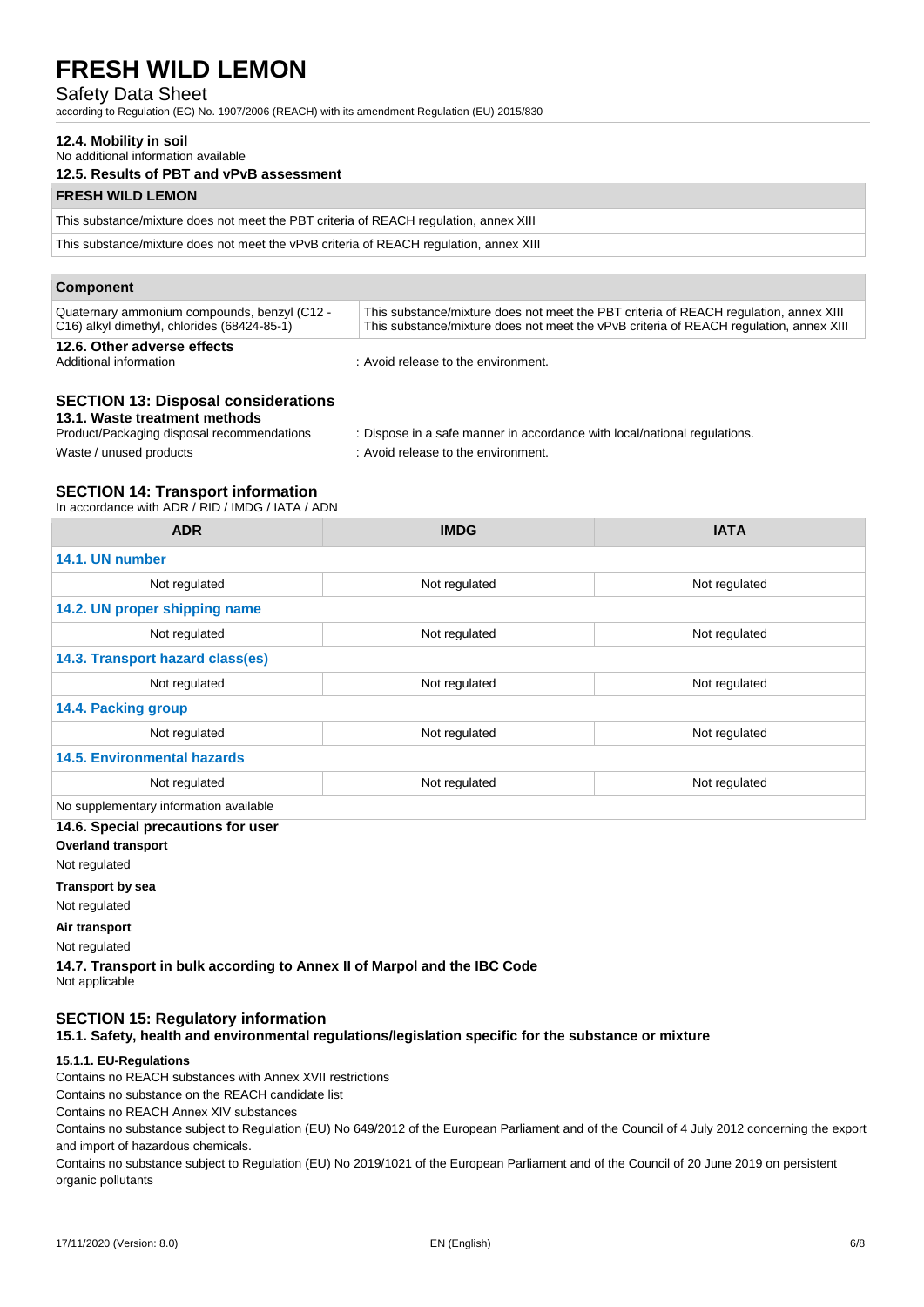#### 12.4. Mobility in soil

No additional information available

#### 12.5. Results of PBT and vPvB assessment

| FRESH WILD LEMON |
| --- |
| This substance/mixture does not meet the PBT criteria of REACH regulation, annex XIII |
| This substance/mixture does not meet the vPvB criteria of REACH regulation, annex XIII |

| Component | |
| --- | --- |
| Quaternary ammonium compounds, benzyl (C12 - C16) alkyl dimethyl, chlorides (68424-85-1) | This substance/mixture does not meet the PBT criteria of REACH regulation, annex XIII<br>This substance/mixture does not meet the vPvB criteria of REACH regulation, annex XIII |

#### 12.6. Other adverse effects

Additional information : Avoid release to the environment.

## SECTION 13: Disposal considerations

#### 13.1. Waste treatment methods

Product/Packaging disposal recommendations : Dispose in a safe manner in accordance with local/national regulations.

Waste / unused products : Avoid release to the environment.

## SECTION 14: Transport information

In accordance with ADR / RID / IMDG / IATA / ADN

| ADR | IMDG | IATA |
| --- | --- | --- |
| **14.1. UN number** | | |
| Not regulated | Not regulated | Not regulated |
| **14.2. UN proper shipping name** | | |
| Not regulated | Not regulated | Not regulated |
| **14.3. Transport hazard class(es)** | | |
| Not regulated | Not regulated | Not regulated |
| **14.4. Packing group** | | |
| Not regulated | Not regulated | Not regulated |
| **14.5. Environmental hazards** | | |
| Not regulated | Not regulated | Not regulated |
| No supplementary information available | | |

#### 14.6. Special precautions for user

**Overland transport**

Not regulated

**Transport by sea**

Not regulated

**Air transport**

Not regulated

#### 14.7. Transport in bulk according to Annex II of Marpol and the IBC Code

Not applicable

## SECTION 15: Regulatory information

#### 15.1. Safety, health and environmental regulations/legislation specific for the substance or mixture

##### 15.1.1. EU-Regulations

Contains no REACH substances with Annex XVII restrictions

Contains no substance on the REACH candidate list

Contains no REACH Annex XIV substances

Contains no substance subject to Regulation (EU) No 649/2012 of the European Parliament and of the Council of 4 July 2012 concerning the export and import of hazardous chemicals.

Contains no substance subject to Regulation (EU) No 2019/1021 of the European Parliament and of the Council of 20 June 2019 on persistent organic pollutants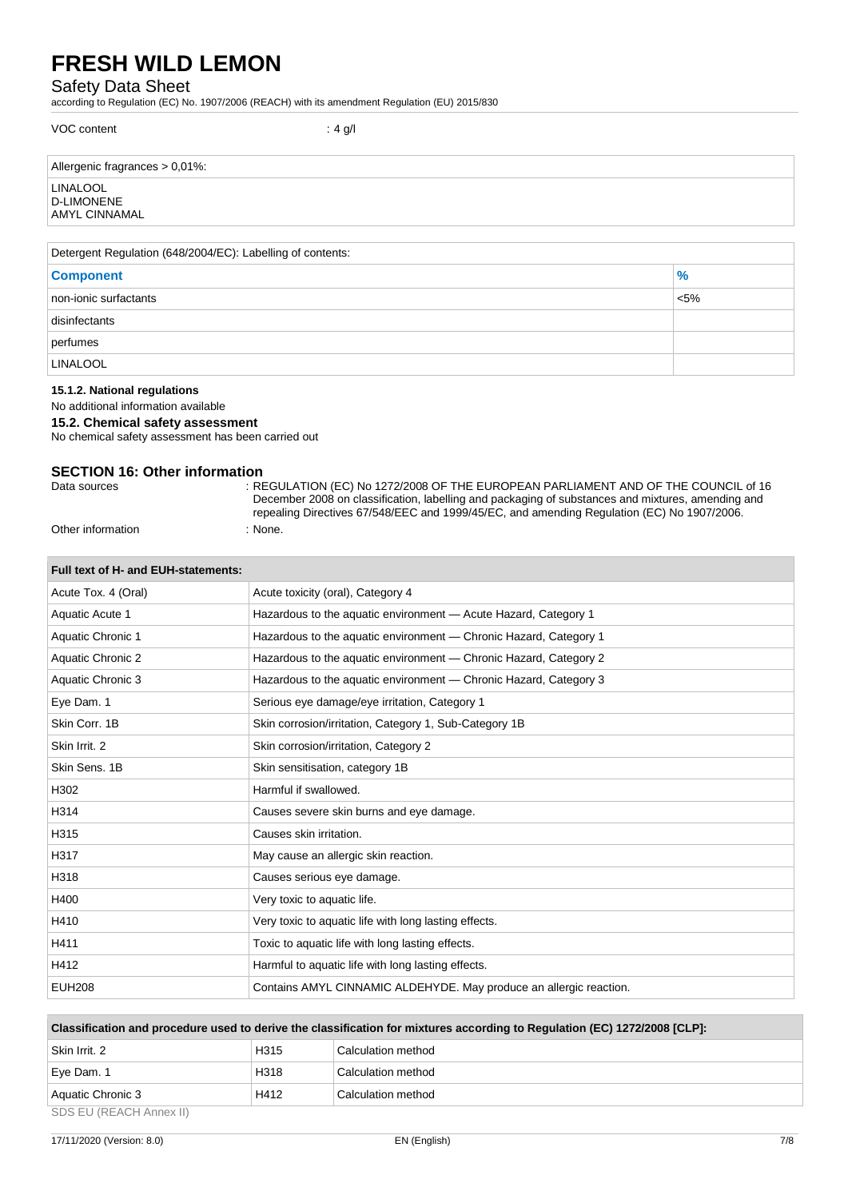VOC content : 4 g/l

| Allergenic fragrances > 0,01%: |
| --- |
| LINALOOL<br>D-LIMONENE<br>AMYL CINNAMAL |

| Detergent Regulation (648/2004/EC): Labelling of contents: | |
| --- | --- |
| **Component** | **%** |
| non-ionic surfactants | <5% |
| disinfectants | |
| perfumes | |
| LINALOOL | |

#### 15.1.2. National regulations

No additional information available

### 15.2. Chemical safety assessment

No chemical safety assessment has been carried out

## SECTION 16: Other information

Data sources : REGULATION (EC) No 1272/2008 OF THE EUROPEAN PARLIAMENT AND OF THE COUNCIL of 16 December 2008 on classification, labelling and packaging of substances and mixtures, amending and repealing Directives 67/548/EEC and 1999/45/EC, and amending Regulation (EC) No 1907/2006.

Other information : None.

| Full text of H- and EUH-statements: | |
| --- | --- |
| Acute Tox. 4 (Oral) | Acute toxicity (oral), Category 4 |
| Aquatic Acute 1 | Hazardous to the aquatic environment — Acute Hazard, Category 1 |
| Aquatic Chronic 1 | Hazardous to the aquatic environment — Chronic Hazard, Category 1 |
| Aquatic Chronic 2 | Hazardous to the aquatic environment — Chronic Hazard, Category 2 |
| Aquatic Chronic 3 | Hazardous to the aquatic environment — Chronic Hazard, Category 3 |
| Eye Dam. 1 | Serious eye damage/eye irritation, Category 1 |
| Skin Corr. 1B | Skin corrosion/irritation, Category 1, Sub-Category 1B |
| Skin Irrit. 2 | Skin corrosion/irritation, Category 2 |
| Skin Sens. 1B | Skin sensitisation, category 1B |
| H302 | Harmful if swallowed. |
| H314 | Causes severe skin burns and eye damage. |
| H315 | Causes skin irritation. |
| H317 | May cause an allergic skin reaction. |
| H318 | Causes serious eye damage. |
| H400 | Very toxic to aquatic life. |
| H410 | Very toxic to aquatic life with long lasting effects. |
| H411 | Toxic to aquatic life with long lasting effects. |
| H412 | Harmful to aquatic life with long lasting effects. |
| EUH208 | Contains AMYL CINNAMIC ALDEHYDE. May produce an allergic reaction. |

| Classification and procedure used to derive the classification for mixtures according to Regulation (EC) 1272/2008 [CLP]: | | |
| --- | --- | --- |
| Skin Irrit. 2 | H315 | Calculation method |
| Eye Dam. 1 | H318 | Calculation method |
| Aquatic Chronic 3 | H412 | Calculation method |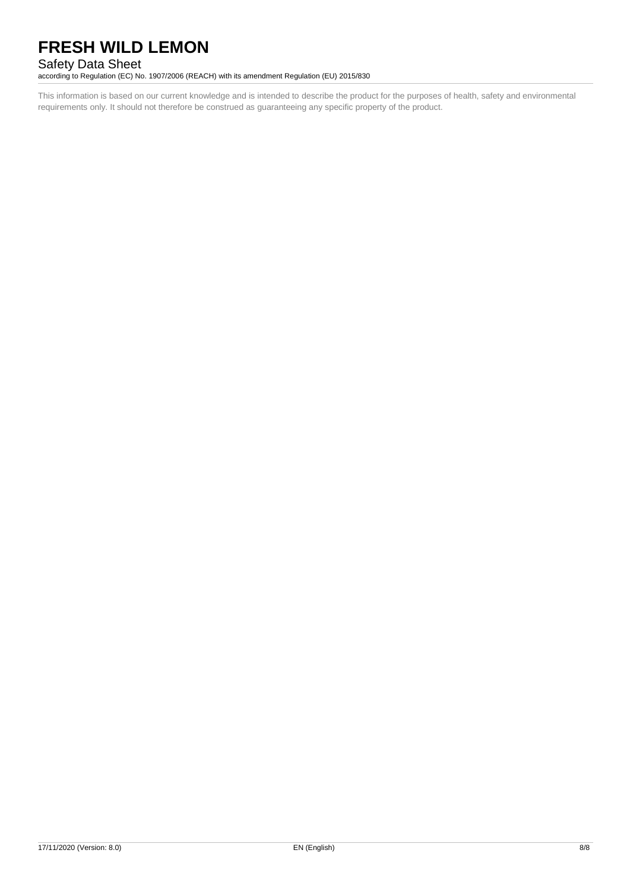This information is based on our current knowledge and is intended to describe the product for the purposes of health, safety and environmental requirements only. It should not therefore be construed as guaranteeing any specific property of the product.